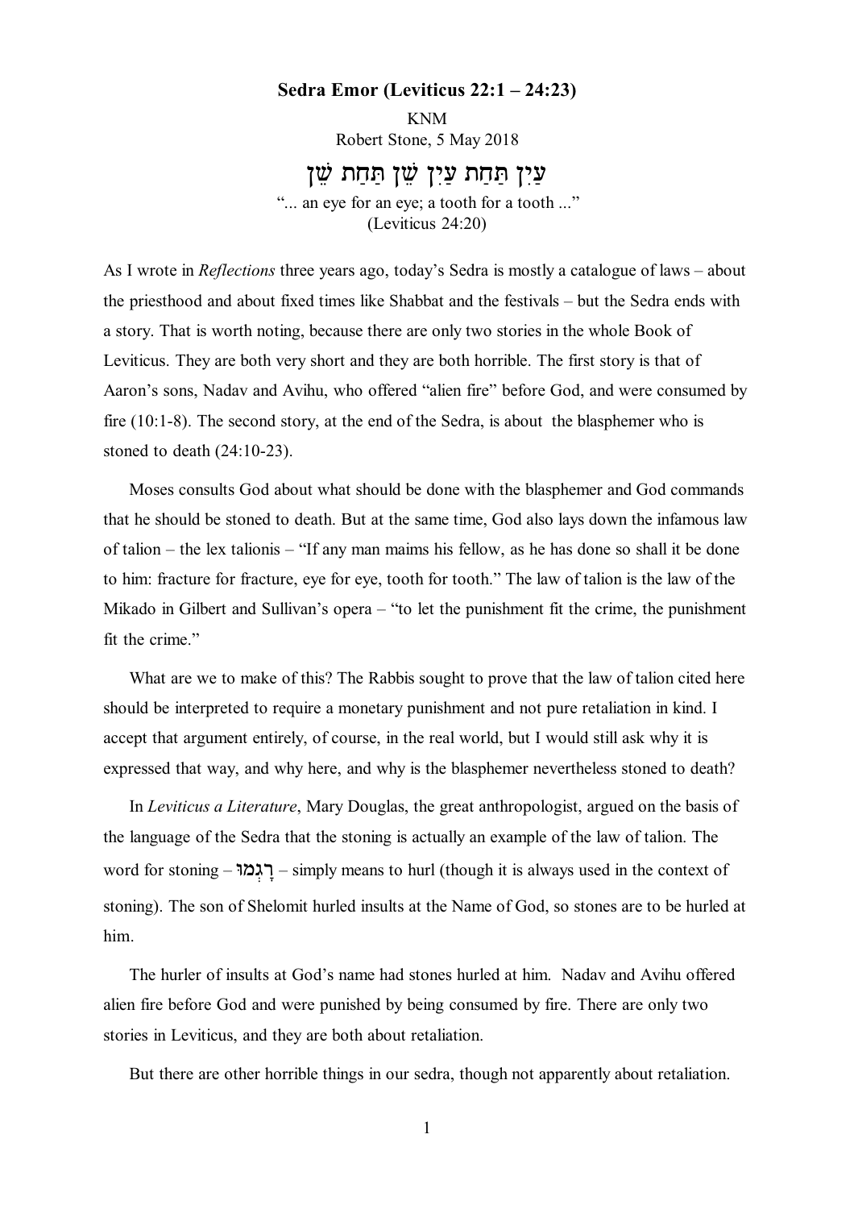**Sedra Emor (Leviticus 22:1 – 24:23)**

KNM

Robert Stone, 5 May 2018

# עַיִן תַּחַת עַיִן שֵׁן תַּחַת שֵׁן

"... an eye for an eye; a tooth for a tooth ..."
(Leviticus 24:20)

As I wrote in *Reflections* three years ago, today's Sedra is mostly a catalogue of laws – about the priesthood and about fixed times like Shabbat and the festivals – but the Sedra ends with a story. That is worth noting, because there are only two stories in the whole Book of Leviticus. They are both very short and they are both horrible. The first story is that of Aaron's sons, Nadav and Avihu, who offered "alien fire" before God, and were consumed by fire (10:1-8). The second story, at the end of the Sedra, is about the blasphemer who is stoned to death (24:10-23).

Moses consults God about what should be done with the blasphemer and God commands that he should be stoned to death. But at the same time, God also lays down the infamous law of talion – the lex talionis – "If any man maims his fellow, as he has done so shall it be done to him: fracture for fracture, eye for eye, tooth for tooth." The law of talion is the law of the Mikado in Gilbert and Sullivan's opera – "to let the punishment fit the crime, the punishment fit the crime."

What are we to make of this? The Rabbis sought to prove that the law of talion cited here should be interpreted to require a monetary punishment and not pure retaliation in kind. I accept that argument entirely, of course, in the real world, but I would still ask why it is expressed that way, and why here, and why is the blasphemer nevertheless stoned to death?

In *Leviticus a Literature*, Mary Douglas, the great anthropologist, argued on the basis of the language of the Sedra that the stoning is actually an example of the law of talion. The word for stoning – רָגְמוּ – simply means to hurl (though it is always used in the context of stoning). The son of Shelomit hurled insults at the Name of God, so stones are to be hurled at him.

The hurler of insults at God's name had stones hurled at him. Nadav and Avihu offered alien fire before God and were punished by being consumed by fire. There are only two stories in Leviticus, and they are both about retaliation.

But there are other horrible things in our sedra, though not apparently about retaliation.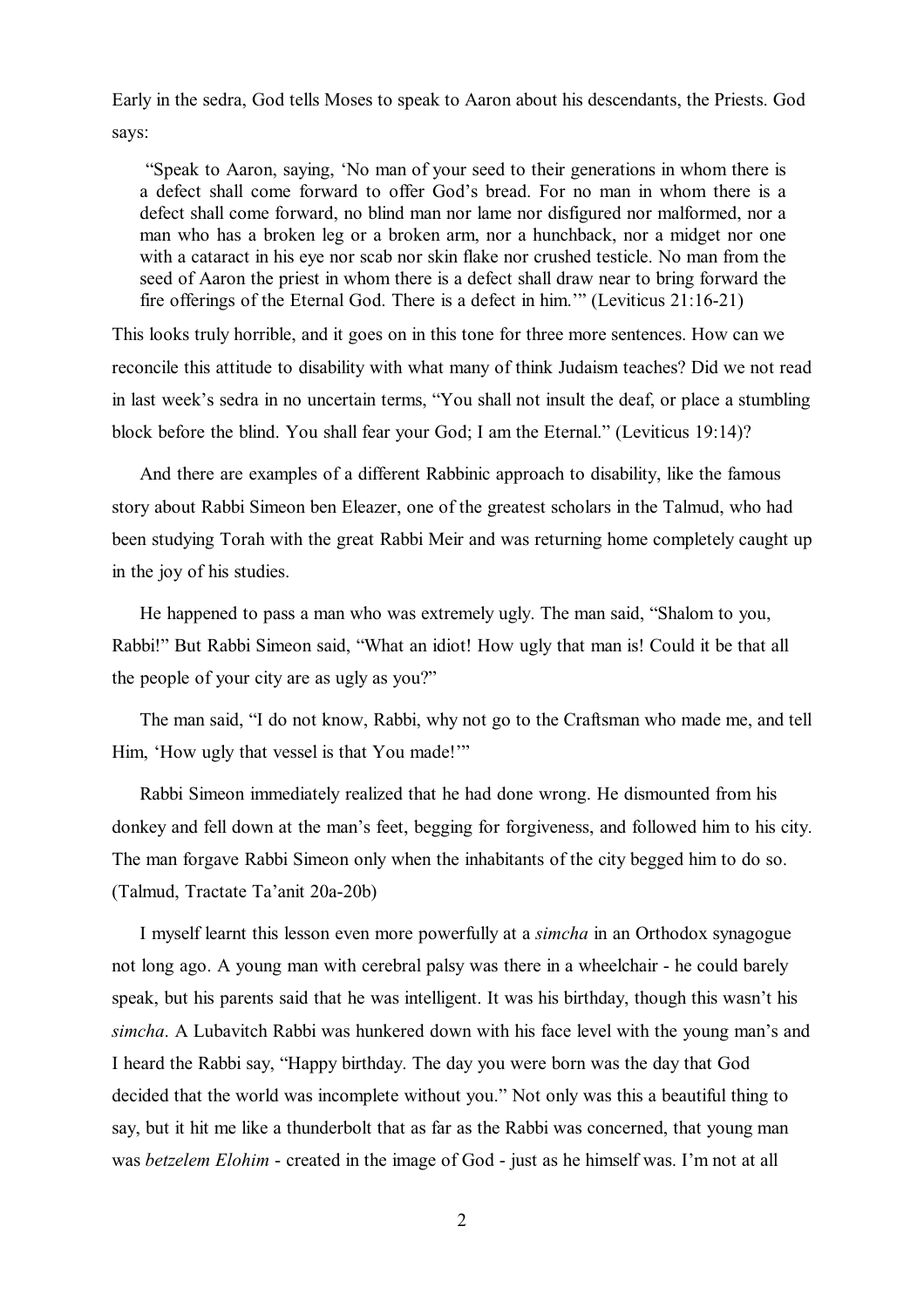Early in the sedra, God tells Moses to speak to Aaron about his descendants, the Priests. God says:

> "Speak to Aaron, saying, 'No man of your seed to their generations in whom there is a defect shall come forward to offer God's bread. For no man in whom there is a defect shall come forward, no blind man nor lame nor disfigured nor malformed, nor a man who has a broken leg or a broken arm, nor a hunchback, nor a midget nor one with a cataract in his eye nor scab nor skin flake nor crushed testicle. No man from the seed of Aaron the priest in whom there is a defect shall draw near to bring forward the fire offerings of the Eternal God. There is a defect in him.'" (Leviticus 21:16-21)

This looks truly horrible, and it goes on in this tone for three more sentences. How can we reconcile this attitude to disability with what many of think Judaism teaches? Did we not read in last week's sedra in no uncertain terms, "You shall not insult the deaf, or place a stumbling block before the blind. You shall fear your God; I am the Eternal." (Leviticus 19:14)?

And there are examples of a different Rabbinic approach to disability, like the famous story about Rabbi Simeon ben Eleazer, one of the greatest scholars in the Talmud, who had been studying Torah with the great Rabbi Meir and was returning home completely caught up in the joy of his studies.

He happened to pass a man who was extremely ugly. The man said, "Shalom to you, Rabbi!" But Rabbi Simeon said, "What an idiot! How ugly that man is! Could it be that all the people of your city are as ugly as you?"

The man said, "I do not know, Rabbi, why not go to the Craftsman who made me, and tell Him, 'How ugly that vessel is that You made!'"

Rabbi Simeon immediately realized that he had done wrong. He dismounted from his donkey and fell down at the man's feet, begging for forgiveness, and followed him to his city. The man forgave Rabbi Simeon only when the inhabitants of the city begged him to do so. (Talmud, Tractate Ta'anit 20a-20b)

I myself learnt this lesson even more powerfully at a *simcha* in an Orthodox synagogue not long ago. A young man with cerebral palsy was there in a wheelchair - he could barely speak, but his parents said that he was intelligent. It was his birthday, though this wasn't his *simcha*. A Lubavitch Rabbi was hunkered down with his face level with the young man's and I heard the Rabbi say, "Happy birthday. The day you were born was the day that God decided that the world was incomplete without you." Not only was this a beautiful thing to say, but it hit me like a thunderbolt that as far as the Rabbi was concerned, that young man was *betzelem Elohim* - created in the image of God - just as he himself was. I'm not at all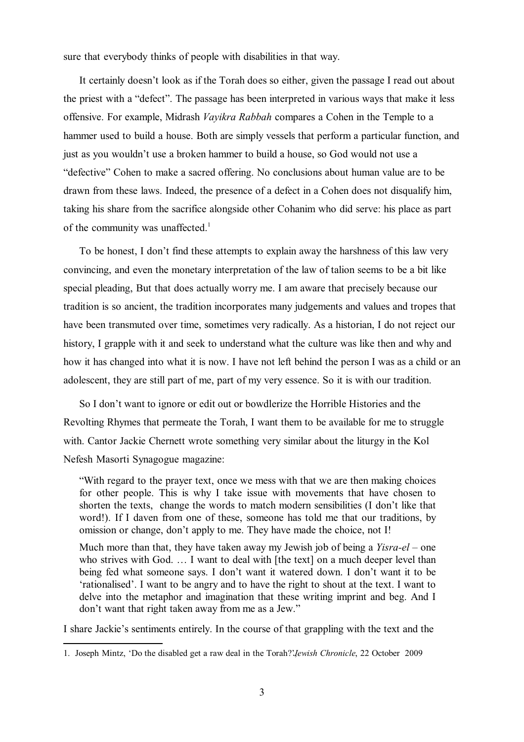sure that everybody thinks of people with disabilities in that way.

It certainly doesn't look as if the Torah does so either, given the passage I read out about the priest with a "defect". The passage has been interpreted in various ways that make it less offensive. For example, Midrash *Vayikra Rabbah* compares a Cohen in the Temple to a hammer used to build a house. Both are simply vessels that perform a particular function, and just as you wouldn't use a broken hammer to build a house, so God would not use a "defective" Cohen to make a sacred offering. No conclusions about human value are to be drawn from these laws. Indeed, the presence of a defect in a Cohen does not disqualify him, taking his share from the sacrifice alongside other Cohanim who did serve: his place as part of the community was unaffected.[1]

To be honest, I don't find these attempts to explain away the harshness of this law very convincing, and even the monetary interpretation of the law of talion seems to be a bit like special pleading, But that does actually worry me. I am aware that precisely because our tradition is so ancient, the tradition incorporates many judgements and values and tropes that have been transmuted over time, sometimes very radically. As a historian, I do not reject our history, I grapple with it and seek to understand what the culture was like then and why and how it has changed into what it is now. I have not left behind the person I was as a child or an adolescent, they are still part of me, part of my very essence. So it is with our tradition.

So I don't want to ignore or edit out or bowdlerize the Horrible Histories and the Revolting Rhymes that permeate the Torah, I want them to be available for me to struggle with. Cantor Jackie Chernett wrote something very similar about the liturgy in the Kol Nefesh Masorti Synagogue magazine:

> "With regard to the prayer text, once we mess with that we are then making choices for other people. This is why I take issue with movements that have chosen to shorten the texts, change the words to match modern sensibilities (I don't like that word!). If I daven from one of these, someone has told me that our traditions, by omission or change, don't apply to me. They have made the choice, not I!
>
> Much more than that, they have taken away my Jewish job of being a *Yisra-el* – one who strives with God. … I want to deal with [the text] on a much deeper level than being fed what someone says. I don't want it watered down. I don't want it to be 'rationalised'. I want to be angry and to have the right to shout at the text. I want to delve into the metaphor and imagination that these writing imprint and beg. And I don't want that right taken away from me as a Jew."

I share Jackie's sentiments entirely. In the course of that grappling with the text and the

---

1. Joseph Mintz, 'Do the disabled get a raw deal in the Torah?'*Jewish Chronicle*, 22 October 2009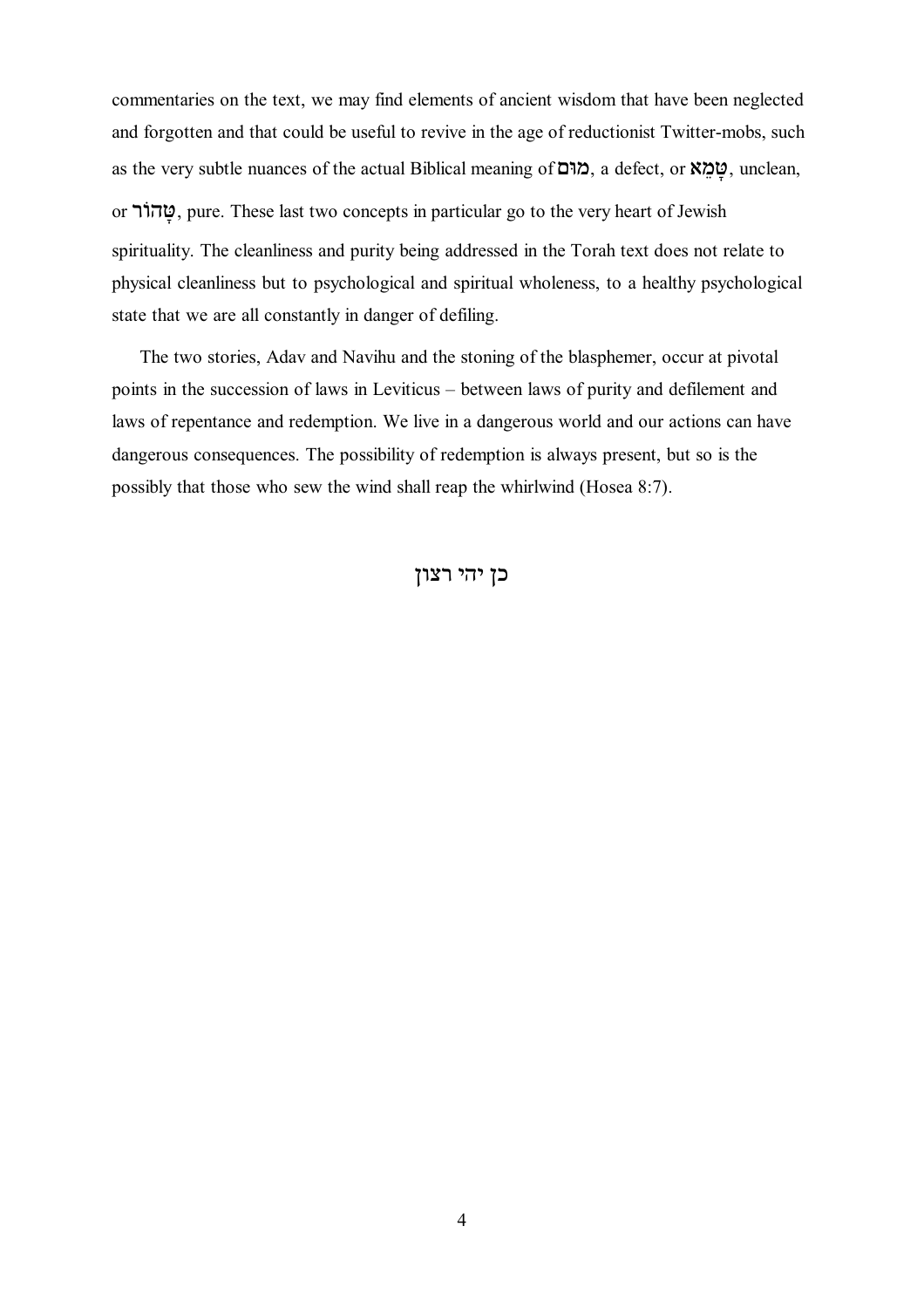commentaries on the text, we may find elements of ancient wisdom that have been neglected and forgotten and that could be useful to revive in the age of reductionist Twitter-mobs, such as the very subtle nuances of the actual Biblical meaning of מוּם, a defect, or טָמֵא, unclean, or טָהוֹר, pure. These last two concepts in particular go to the very heart of Jewish spirituality. The cleanliness and purity being addressed in the Torah text does not relate to physical cleanliness but to psychological and spiritual wholeness, to a healthy psychological state that we are all constantly in danger of defiling.

The two stories, Adav and Navihu and the stoning of the blasphemer, occur at pivotal points in the succession of laws in Leviticus – between laws of purity and defilement and laws of repentance and redemption. We live in a dangerous world and our actions can have dangerous consequences. The possibility of redemption is always present, but so is the possibly that those who sew the wind shall reap the whirlwind (Hosea 8:7).

כן יהי רצון